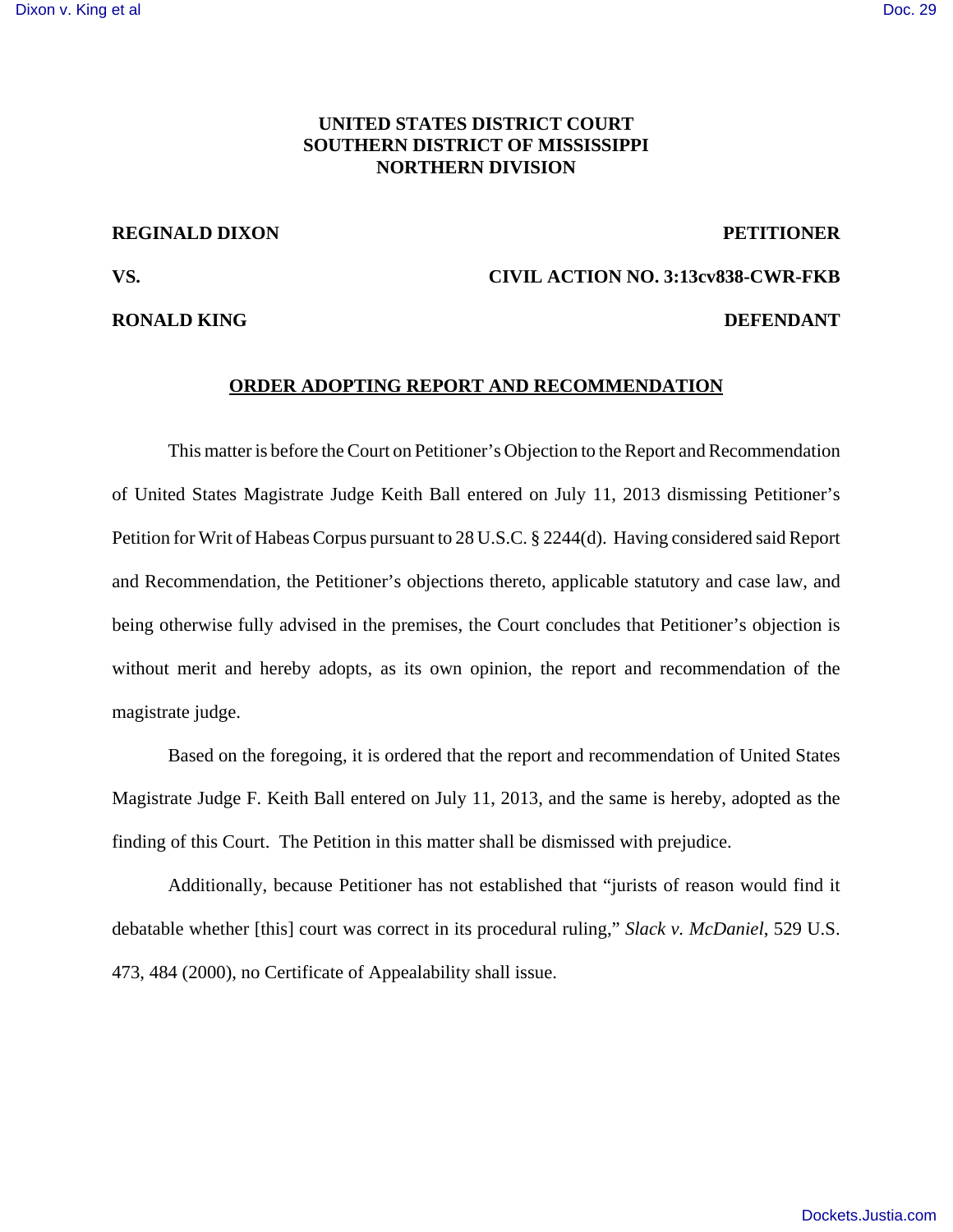**UNITED STATES DISTRICT COURT**
**SOUTHERN DISTRICT OF MISSISSIPPI**
**NORTHERN DIVISION**

**REGINALD DIXON** — **PETITIONER**

**VS.** — **CIVIL ACTION NO. 3:13cv838-CWR-FKB**

**RONALD KING** — **DEFENDANT**

## ORDER ADOPTING REPORT AND RECOMMENDATION

This matter is before the Court on Petitioner's Objection to the Report and Recommendation of United States Magistrate Judge Keith Ball entered on July 11, 2013 dismissing Petitioner's Petition for Writ of Habeas Corpus pursuant to 28 U.S.C. § 2244(d). Having considered said Report and Recommendation, the Petitioner's objections thereto, applicable statutory and case law, and being otherwise fully advised in the premises, the Court concludes that Petitioner's objection is without merit and hereby adopts, as its own opinion, the report and recommendation of the magistrate judge.

Based on the foregoing, it is ordered that the report and recommendation of United States Magistrate Judge F. Keith Ball entered on July 11, 2013, and the same is hereby, adopted as the finding of this Court. The Petition in this matter shall be dismissed with prejudice.

Additionally, because Petitioner has not established that "jurists of reason would find it debatable whether [this] court was correct in its procedural ruling," *Slack v. McDaniel*, 529 U.S. 473, 484 (2000), no Certificate of Appealability shall issue.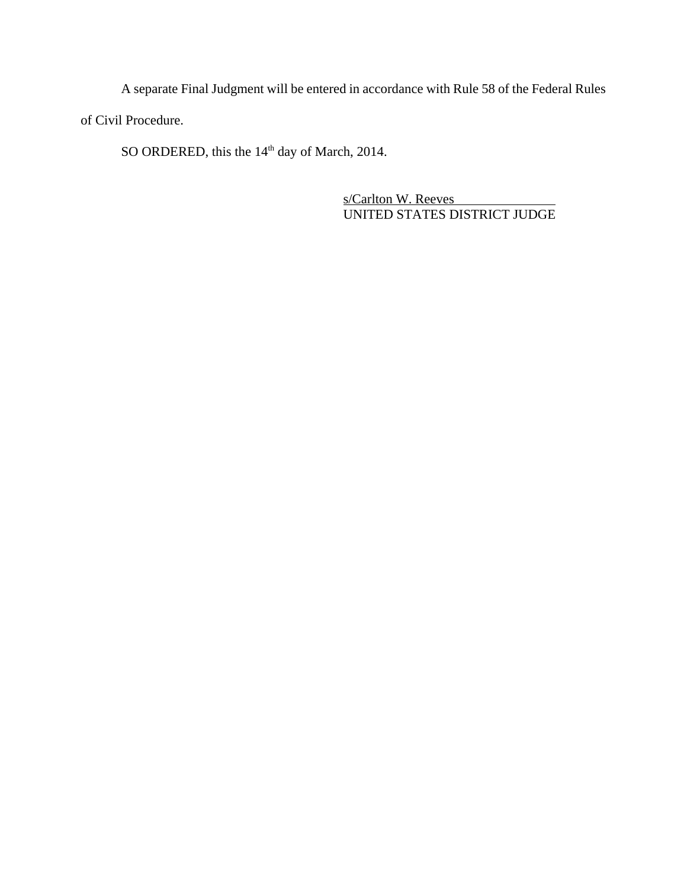A separate Final Judgment will be entered in accordance with Rule 58 of the Federal Rules of Civil Procedure.

SO ORDERED, this the 14th day of March, 2014.

s/Carlton W. Reeves
UNITED STATES DISTRICT JUDGE